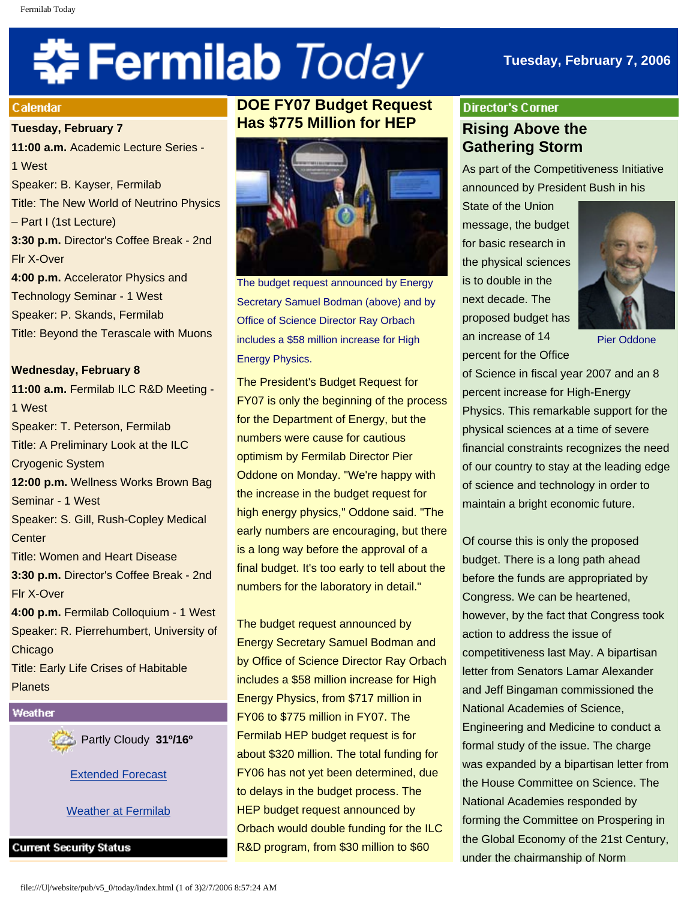# Fermilab Today

**Tuesday, February 7, 2006**

## Calendar

**Tuesday, February 7**

**11:00 a.m.** Academic Lecture Series - 1 West
Speaker: B. Kayser, Fermilab
Title: The New World of Neutrino Physics – Part I (1st Lecture)

**3:30 p.m.** Director's Coffee Break - 2nd Flr X-Over

**4:00 p.m.** Accelerator Physics and Technology Seminar - 1 West
Speaker: P. Skands, Fermilab
Title: Beyond the Terascale with Muons

**Wednesday, February 8**

**11:00 a.m.** Fermilab ILC R&D Meeting - 1 West
Speaker: T. Peterson, Fermilab
Title: A Preliminary Look at the ILC Cryogenic System

**12:00 p.m.** Wellness Works Brown Bag Seminar - 1 West
Speaker: S. Gill, Rush-Copley Medical Center
Title: Women and Heart Disease

**3:30 p.m.** Director's Coffee Break - 2nd Flr X-Over

**4:00 p.m.** Fermilab Colloquium - 1 West
Speaker: R. Pierrehumbert, University of Chicago
Title: Early Life Crises of Habitable Planets

## Weather

Partly Cloudy **31º/16º**

Extended Forecast

Weather at Fermilab

## Current Security Status

## DOE FY07 Budget Request Has $775 Million for HEP

The budget request announced by Energy Secretary Samuel Bodman (above) and by Office of Science Director Ray Orbach includes a $58 million increase for High Energy Physics.

The President's Budget Request for FY07 is only the beginning of the process for the Department of Energy, but the numbers were cause for cautious optimism by Fermilab Director Pier Oddone on Monday. "We're happy with the increase in the budget request for high energy physics," Oddone said. "The early numbers are encouraging, but there is a long way before the approval of a final budget. It's too early to tell about the numbers for the laboratory in detail."

The budget request announced by Energy Secretary Samuel Bodman and by Office of Science Director Ray Orbach includes a $58 million increase for High Energy Physics, from $717 million in FY06 to $775 million in FY07. The Fermilab HEP budget request is for about $320 million. The total funding for FY06 has not yet been determined, due to delays in the budget process. The HEP budget request announced by Orbach would double funding for the ILC R&D program, from $30 million to $60

## Director's Corner

### Rising Above the Gathering Storm

Pier Oddone

As part of the Competitiveness Initiative announced by President Bush in his State of the Union message, the budget for basic research in the physical sciences is to double in the next decade. The proposed budget has an increase of 14 percent for the Office of Science in fiscal year 2007 and an 8 percent increase for High-Energy Physics. This remarkable support for the physical sciences at a time of severe financial constraints recognizes the need of our country to stay at the leading edge of science and technology in order to maintain a bright economic future.

Of course this is only the proposed budget. There is a long path ahead before the funds are appropriated by Congress. We can be heartened, however, by the fact that Congress took action to address the issue of competitiveness last May. A bipartisan letter from Senators Lamar Alexander and Jeff Bingaman commissioned the National Academies of Science, Engineering and Medicine to conduct a formal study of the issue. The charge was expanded by a bipartisan letter from the House Committee on Science. The National Academies responded by forming the Committee on Prospering in the Global Economy of the 21st Century, under the chairmanship of Norm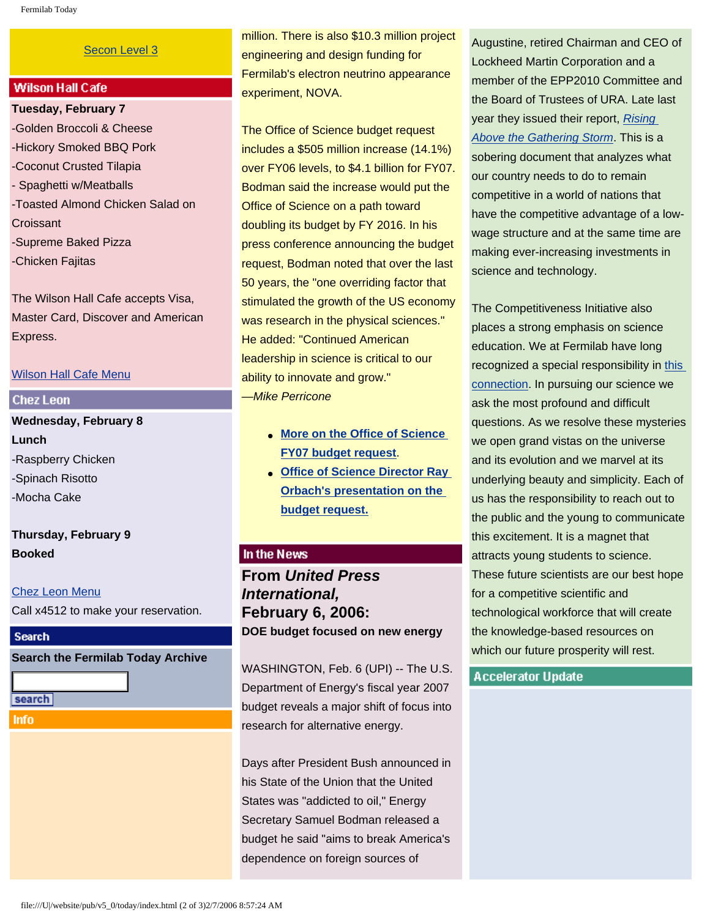[Secon Level 3]

## Wilson Hall Cafe

**Tuesday, February 7**

-Golden Broccoli & Cheese
-Hickory Smoked BBQ Pork
-Coconut Crusted Tilapia
- Spaghetti w/Meatballs
-Toasted Almond Chicken Salad on Croissant
-Supreme Baked Pizza
-Chicken Fajitas

The Wilson Hall Cafe accepts Visa, Master Card, Discover and American Express.

Wilson Hall Cafe Menu

## Chez Leon

**Wednesday, February 8**
**Lunch**
-Raspberry Chicken
-Spinach Risotto
-Mocha Cake

**Thursday, February 9**
**Booked**

Chez Leon Menu
Call x4512 to make your reservation.

## Search

**Search the Fermilab Today Archive**

search

## Info

million. There is also $10.3 million project engineering and design funding for Fermilab's electron neutrino appearance experiment, NOVA.

The Office of Science budget request includes a $505 million increase (14.1%) over FY06 levels, to $4.1 billion for FY07. Bodman said the increase would put the Office of Science on a path toward doubling its budget by FY 2016. In his press conference announcing the budget request, Bodman noted that over the last 50 years, the "one overriding factor that stimulated the growth of the US economy was research in the physical sciences." He added: "Continued American leadership in science is critical to our ability to innovate and grow."
*—Mike Perricone*

- **More on the Office of Science FY07 budget request**.
- **Office of Science Director Ray Orbach's presentation on the budget request.**

## In the News

### From *United Press International,* February 6, 2006:

**DOE budget focused on new energy**

WASHINGTON, Feb. 6 (UPI) -- The U.S. Department of Energy's fiscal year 2007 budget reveals a major shift of focus into research for alternative energy.

Days after President Bush announced in his State of the Union that the United States was "addicted to oil," Energy Secretary Samuel Bodman released a budget he said "aims to break America's dependence on foreign sources of

Augustine, retired Chairman and CEO of Lockheed Martin Corporation and a member of the EPP2010 Committee and the Board of Trustees of URA. Late last year they issued their report, *Rising Above the Gathering Storm*. This is a sobering document that analyzes what our country needs to do to remain competitive in a world of nations that have the competitive advantage of a low-wage structure and at the same time are making ever-increasing investments in science and technology.

The Competitiveness Initiative also places a strong emphasis on science education. We at Fermilab have long recognized a special responsibility in this connection. In pursuing our science we ask the most profound and difficult questions. As we resolve these mysteries we open grand vistas on the universe and its evolution and we marvel at its underlying beauty and simplicity. Each of us has the responsibility to reach out to the public and the young to communicate this excitement. It is a magnet that attracts young students to science. These future scientists are our best hope for a competitive scientific and technological workforce that will create the knowledge-based resources on which our future prosperity will rest.

## Accelerator Update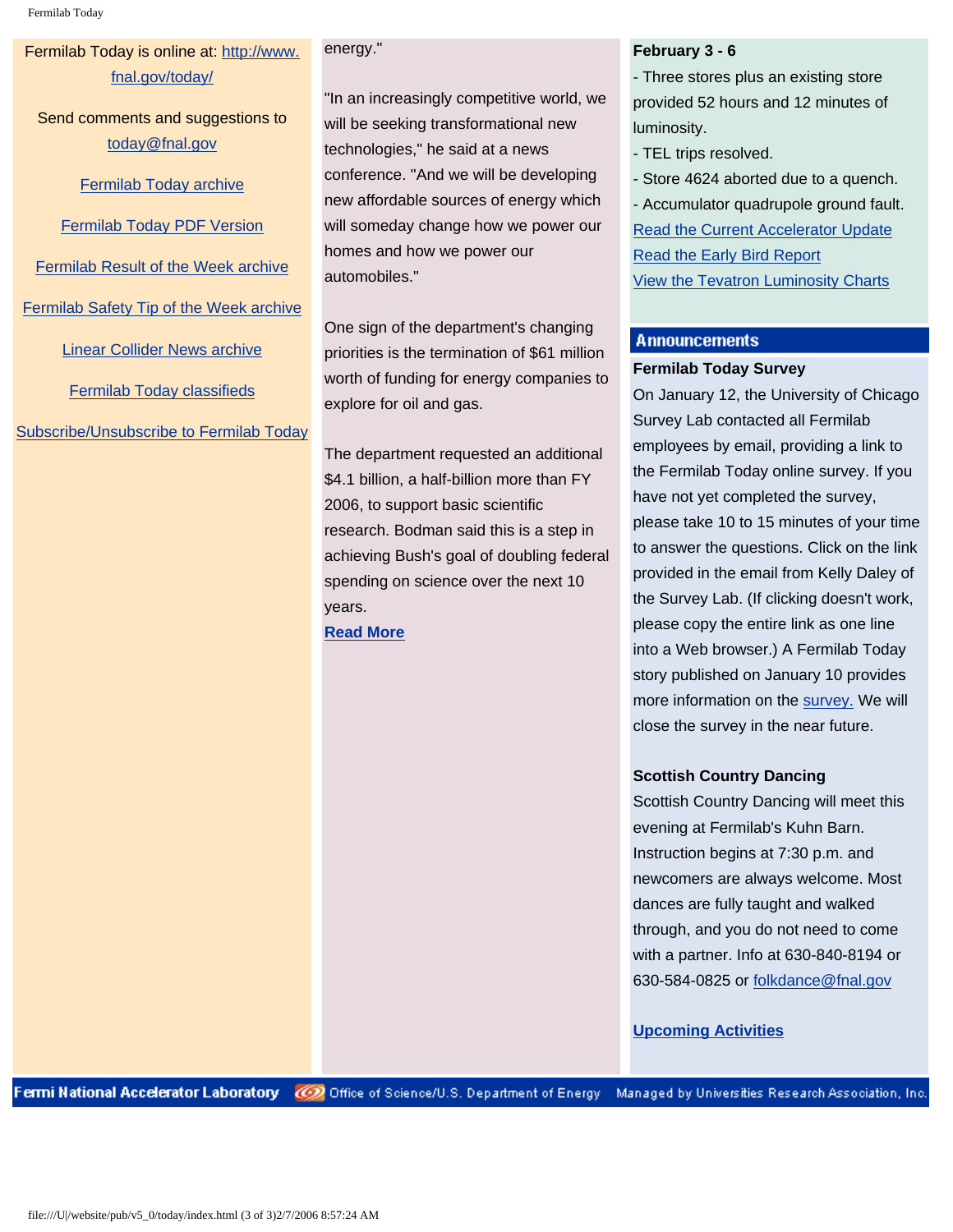Fermilab Today is online at: http://www.fnal.gov/today/

Send comments and suggestions to today@fnal.gov

Fermilab Today archive

Fermilab Today PDF Version

Fermilab Result of the Week archive

Fermilab Safety Tip of the Week archive

Linear Collider News archive

Fermilab Today classifieds

Subscribe/Unsubscribe to Fermilab Today

energy."

"In an increasingly competitive world, we will be seeking transformational new technologies," he said at a news conference. "And we will be developing new affordable sources of energy which will someday change how we power our homes and how we power our automobiles."

One sign of the department's changing priorities is the termination of $61 million worth of funding for energy companies to explore for oil and gas.

The department requested an additional $4.1 billion, a half-billion more than FY 2006, to support basic scientific research. Bodman said this is a step in achieving Bush's goal of doubling federal spending on science over the next 10 years.

**Read More**

**February 3 - 6**

- Three stores plus an existing store provided 52 hours and 12 minutes of luminosity.
- TEL trips resolved.
- Store 4624 aborted due to a quench.
- Accumulator quadrupole ground fault.

Read the Current Accelerator Update

Read the Early Bird Report

View the Tevatron Luminosity Charts

## Announcements

**Fermilab Today Survey**

On January 12, the University of Chicago Survey Lab contacted all Fermilab employees by email, providing a link to the Fermilab Today online survey. If you have not yet completed the survey, please take 10 to 15 minutes of your time to answer the questions. Click on the link provided in the email from Kelly Daley of the Survey Lab. (If clicking doesn't work, please copy the entire link as one line into a Web browser.) A Fermilab Today story published on January 10 provides more information on the survey. We will close the survey in the near future.

**Scottish Country Dancing**

Scottish Country Dancing will meet this evening at Fermilab's Kuhn Barn. Instruction begins at 7:30 p.m. and newcomers are always welcome. Most dances are fully taught and walked through, and you do not need to come with a partner. Info at 630-840-8194 or 630-584-0825 or folkdance@fnal.gov

**Upcoming Activities**

Fermi National Accelerator Laboratory | Office of Science/U.S. Department of Energy | Managed by Universities Research Association, Inc.